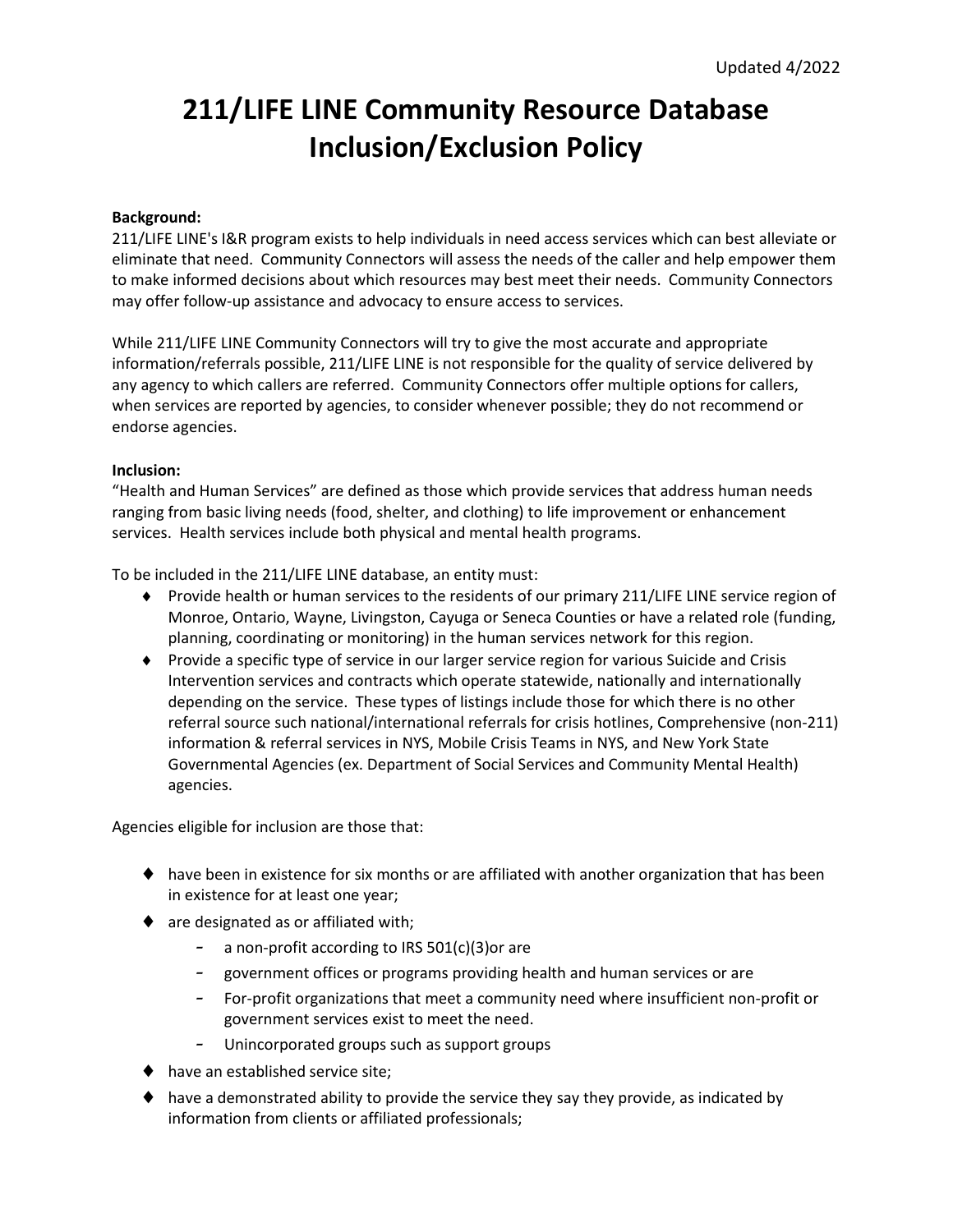Updated 4/2022

# 211/LIFE LINE Community Resource Database Inclusion/Exclusion Policy

**Background:**

211/LIFE LINE's I&R program exists to help individuals in need access services which can best alleviate or eliminate that need. Community Connectors will assess the needs of the caller and help empower them to make informed decisions about which resources may best meet their needs. Community Connectors may offer follow-up assistance and advocacy to ensure access to services.

While 211/LIFE LINE Community Connectors will try to give the most accurate and appropriate information/referrals possible, 211/LIFE LINE is not responsible for the quality of service delivered by any agency to which callers are referred. Community Connectors offer multiple options for callers, when services are reported by agencies, to consider whenever possible; they do not recommend or endorse agencies.

**Inclusion:**

"Health and Human Services" are defined as those which provide services that address human needs ranging from basic living needs (food, shelter, and clothing) to life improvement or enhancement services. Health services include both physical and mental health programs.

To be included in the 211/LIFE LINE database, an entity must:

- Provide health or human services to the residents of our primary 211/LIFE LINE service region of Monroe, Ontario, Wayne, Livingston, Cayuga or Seneca Counties or have a related role (funding, planning, coordinating or monitoring) in the human services network for this region.
- Provide a specific type of service in our larger service region for various Suicide and Crisis Intervention services and contracts which operate statewide, nationally and internationally depending on the service. These types of listings include those for which there is no other referral source such national/international referrals for crisis hotlines, Comprehensive (non-211) information & referral services in NYS, Mobile Crisis Teams in NYS, and New York State Governmental Agencies (ex. Department of Social Services and Community Mental Health) agencies.

Agencies eligible for inclusion are those that:

- have been in existence for six months or are affiliated with another organization that has been in existence for at least one year;
- are designated as or affiliated with;
  - a non-profit according to IRS 501(c)(3)or are
  - government offices or programs providing health and human services or are
  - For-profit organizations that meet a community need where insufficient non-profit or government services exist to meet the need.
  - Unincorporated groups such as support groups
- have an established service site;
- have a demonstrated ability to provide the service they say they provide, as indicated by information from clients or affiliated professionals;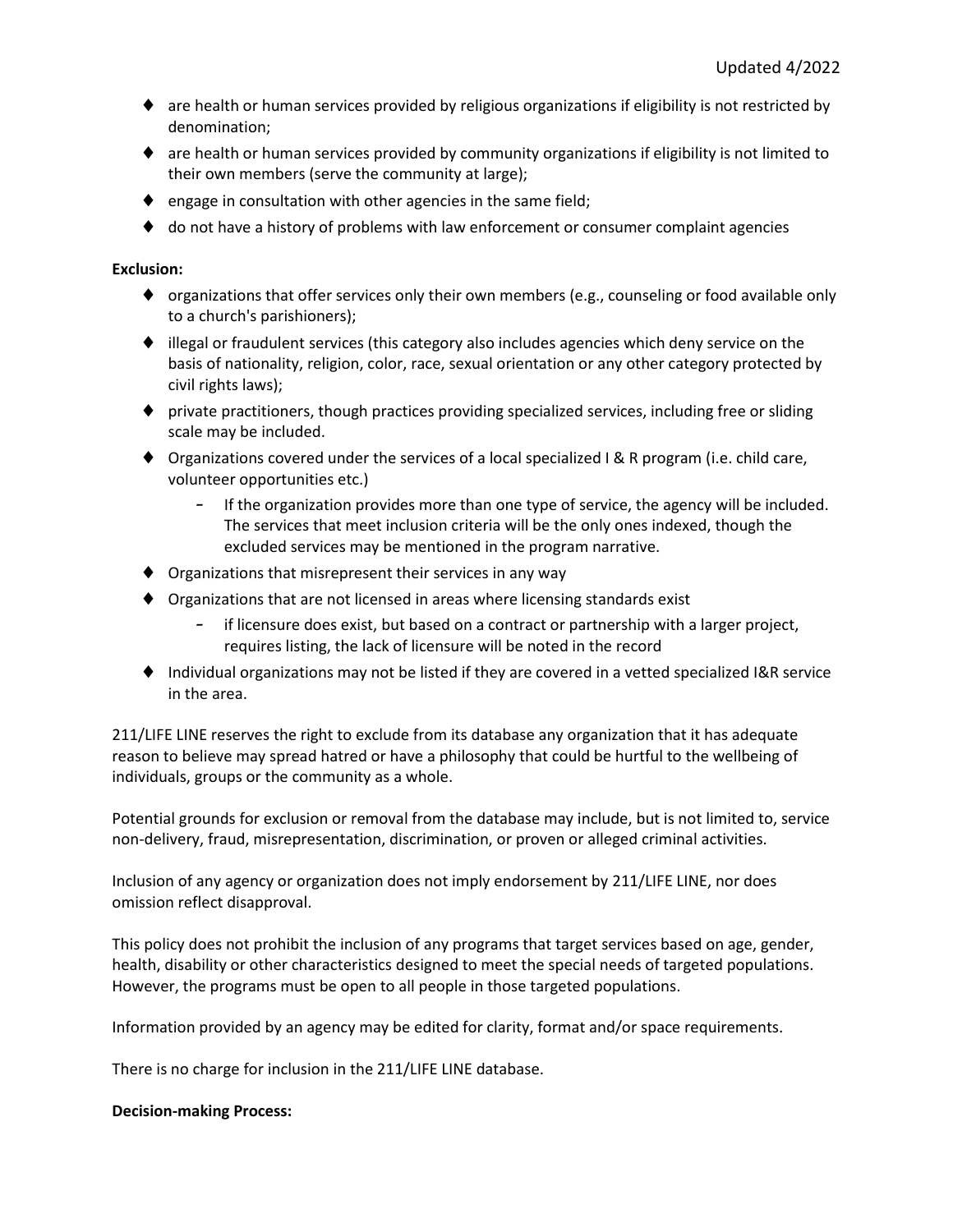- are health or human services provided by religious organizations if eligibility is not restricted by denomination;
- are health or human services provided by community organizations if eligibility is not limited to their own members (serve the community at large);
- engage in consultation with other agencies in the same field;
- do not have a history of problems with law enforcement or consumer complaint agencies

**Exclusion:**

- organizations that offer services only their own members (e.g., counseling or food available only to a church's parishioners);
- illegal or fraudulent services (this category also includes agencies which deny service on the basis of nationality, religion, color, race, sexual orientation or any other category protected by civil rights laws);
- private practitioners, though practices providing specialized services, including free or sliding scale may be included.
- Organizations covered under the services of a local specialized I & R program (i.e. child care, volunteer opportunities etc.)
  - If the organization provides more than one type of service, the agency will be included. The services that meet inclusion criteria will be the only ones indexed, though the excluded services may be mentioned in the program narrative.
- Organizations that misrepresent their services in any way
- Organizations that are not licensed in areas where licensing standards exist
  - if licensure does exist, but based on a contract or partnership with a larger project, requires listing, the lack of licensure will be noted in the record
- Individual organizations may not be listed if they are covered in a vetted specialized I&R service in the area.

211/LIFE LINE reserves the right to exclude from its database any organization that it has adequate reason to believe may spread hatred or have a philosophy that could be hurtful to the wellbeing of individuals, groups or the community as a whole.

Potential grounds for exclusion or removal from the database may include, but is not limited to, service non-delivery, fraud, misrepresentation, discrimination, or proven or alleged criminal activities.

Inclusion of any agency or organization does not imply endorsement by 211/LIFE LINE, nor does omission reflect disapproval.

This policy does not prohibit the inclusion of any programs that target services based on age, gender, health, disability or other characteristics designed to meet the special needs of targeted populations. However, the programs must be open to all people in those targeted populations.

Information provided by an agency may be edited for clarity, format and/or space requirements.

There is no charge for inclusion in the 211/LIFE LINE database.

**Decision-making Process:**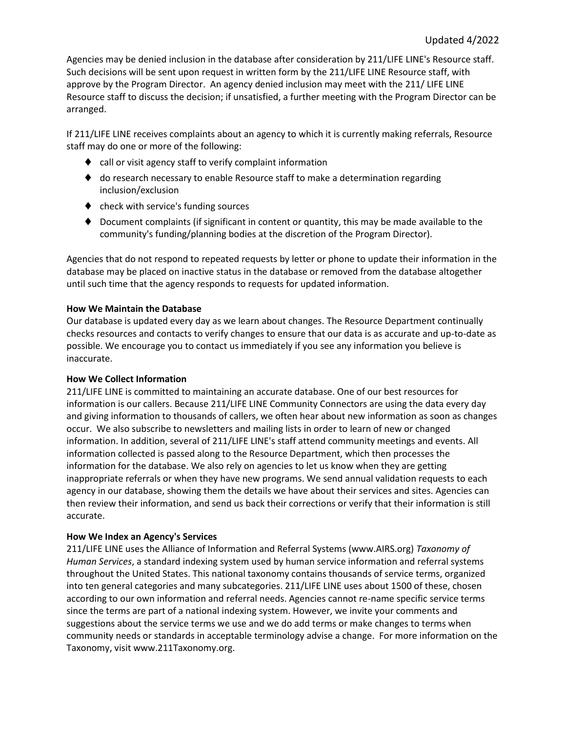Agencies may be denied inclusion in the database after consideration by 211/LIFE LINE's Resource staff. Such decisions will be sent upon request in written form by the 211/LIFE LINE Resource staff, with approve by the Program Director. An agency denied inclusion may meet with the 211/ LIFE LINE Resource staff to discuss the decision; if unsatisfied, a further meeting with the Program Director can be arranged.

If 211/LIFE LINE receives complaints about an agency to which it is currently making referrals, Resource staff may do one or more of the following:

- call or visit agency staff to verify complaint information
- do research necessary to enable Resource staff to make a determination regarding inclusion/exclusion
- check with service's funding sources
- Document complaints (if significant in content or quantity, this may be made available to the community's funding/planning bodies at the discretion of the Program Director).

Agencies that do not respond to repeated requests by letter or phone to update their information in the database may be placed on inactive status in the database or removed from the database altogether until such time that the agency responds to requests for updated information.

**How We Maintain the Database**
Our database is updated every day as we learn about changes. The Resource Department continually checks resources and contacts to verify changes to ensure that our data is as accurate and up-to-date as possible. We encourage you to contact us immediately if you see any information you believe is inaccurate.

**How We Collect Information**
211/LIFE LINE is committed to maintaining an accurate database. One of our best resources for information is our callers. Because 211/LIFE LINE Community Connectors are using the data every day and giving information to thousands of callers, we often hear about new information as soon as changes occur. We also subscribe to newsletters and mailing lists in order to learn of new or changed information. In addition, several of 211/LIFE LINE's staff attend community meetings and events. All information collected is passed along to the Resource Department, which then processes the information for the database. We also rely on agencies to let us know when they are getting inappropriate referrals or when they have new programs. We send annual validation requests to each agency in our database, showing them the details we have about their services and sites. Agencies can then review their information, and send us back their corrections or verify that their information is still accurate.

**How We Index an Agency's Services**
211/LIFE LINE uses the Alliance of Information and Referral Systems (www.AIRS.org) *Taxonomy of Human Services*, a standard indexing system used by human service information and referral systems throughout the United States. This national taxonomy contains thousands of service terms, organized into ten general categories and many subcategories. 211/LIFE LINE uses about 1500 of these, chosen according to our own information and referral needs. Agencies cannot re-name specific service terms since the terms are part of a national indexing system. However, we invite your comments and suggestions about the service terms we use and we do add terms or make changes to terms when community needs or standards in acceptable terminology advise a change. For more information on the Taxonomy, visit www.211Taxonomy.org.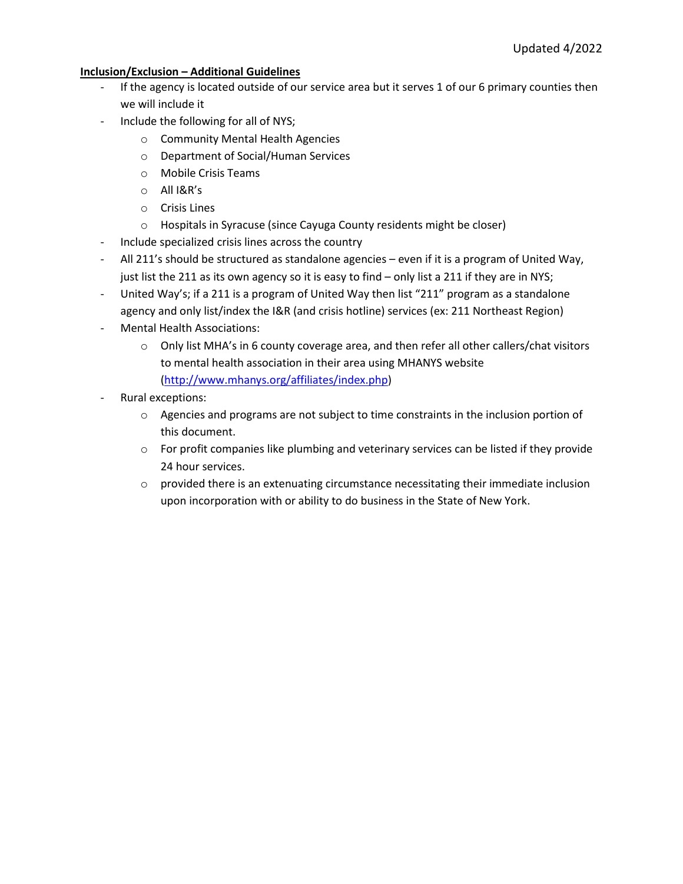Updated 4/2022

**Inclusion/Exclusion – Additional Guidelines**

- If the agency is located outside of our service area but it serves 1 of our 6 primary counties then we will include it
- Include the following for all of NYS;
  - Community Mental Health Agencies
  - Department of Social/Human Services
  - Mobile Crisis Teams
  - All I&R's
  - Crisis Lines
  - Hospitals in Syracuse (since Cayuga County residents might be closer)
- Include specialized crisis lines across the country
- All 211's should be structured as standalone agencies – even if it is a program of United Way, just list the 211 as its own agency so it is easy to find – only list a 211 if they are in NYS;
- United Way's; if a 211 is a program of United Way then list "211" program as a standalone agency and only list/index the I&R (and crisis hotline) services (ex: 211 Northeast Region)
- Mental Health Associations:
  - Only list MHA's in 6 county coverage area, and then refer all other callers/chat visitors to mental health association in their area using MHANYS website (http://www.mhanys.org/affiliates/index.php)
- Rural exceptions:
  - Agencies and programs are not subject to time constraints in the inclusion portion of this document.
  - For profit companies like plumbing and veterinary services can be listed if they provide 24 hour services.
  - provided there is an extenuating circumstance necessitating their immediate inclusion upon incorporation with or ability to do business in the State of New York.